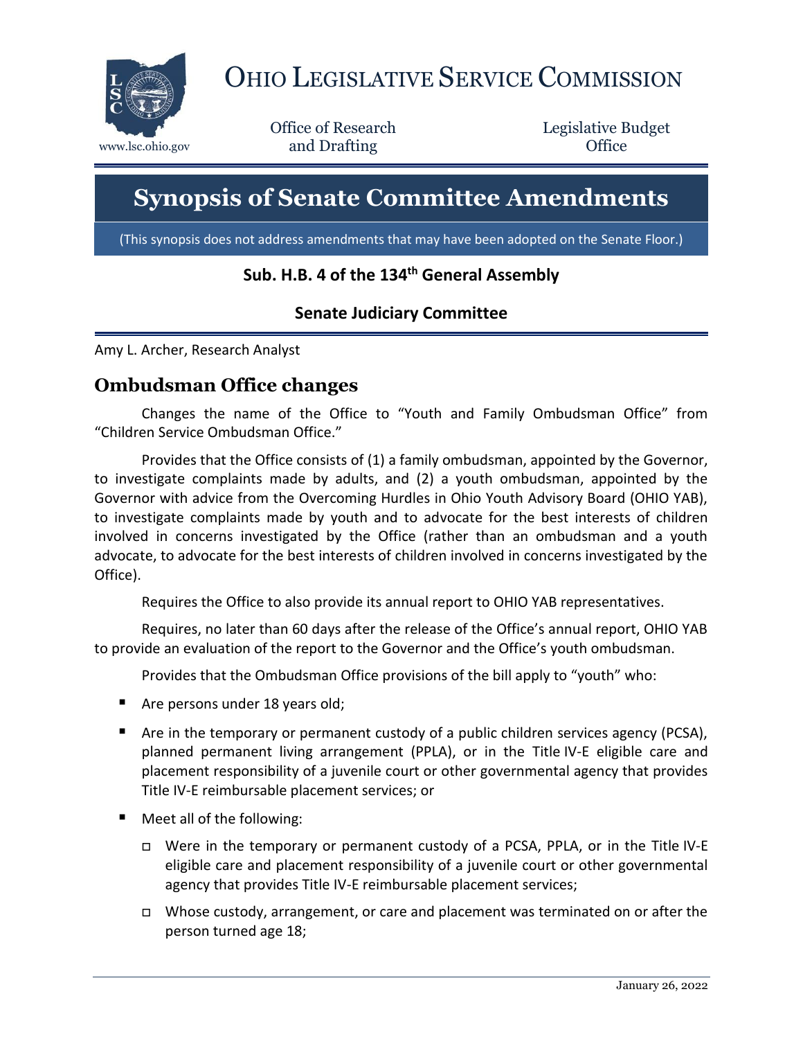# Ohio Legislative Service Commission

www.lsc.ohio.gov

Office of Research and Drafting

Legislative Budget Office

# Synopsis of Senate Committee Amendments

(This synopsis does not address amendments that may have been adopted on the Senate Floor.)

**Sub. H.B. 4 of the 134th General Assembly**

**Senate Judiciary Committee**

Amy L. Archer, Research Analyst

## Ombudsman Office changes

Changes the name of the Office to "Youth and Family Ombudsman Office" from "Children Service Ombudsman Office."

Provides that the Office consists of (1) a family ombudsman, appointed by the Governor, to investigate complaints made by adults, and (2) a youth ombudsman, appointed by the Governor with advice from the Overcoming Hurdles in Ohio Youth Advisory Board (OHIO YAB), to investigate complaints made by youth and to advocate for the best interests of children involved in concerns investigated by the Office (rather than an ombudsman and a youth advocate, to advocate for the best interests of children involved in concerns investigated by the Office).

Requires the Office to also provide its annual report to OHIO YAB representatives.

Requires, no later than 60 days after the release of the Office's annual report, OHIO YAB to provide an evaluation of the report to the Governor and the Office's youth ombudsman.

Provides that the Ombudsman Office provisions of the bill apply to "youth" who:

- Are persons under 18 years old;
- Are in the temporary or permanent custody of a public children services agency (PCSA), planned permanent living arrangement (PPLA), or in the Title IV-E eligible care and placement responsibility of a juvenile court or other governmental agency that provides Title IV-E reimbursable placement services; or
- Meet all of the following:
  - Were in the temporary or permanent custody of a PCSA, PPLA, or in the Title IV-E eligible care and placement responsibility of a juvenile court or other governmental agency that provides Title IV-E reimbursable placement services;
  - Whose custody, arrangement, or care and placement was terminated on or after the person turned age 18;

January 26, 2022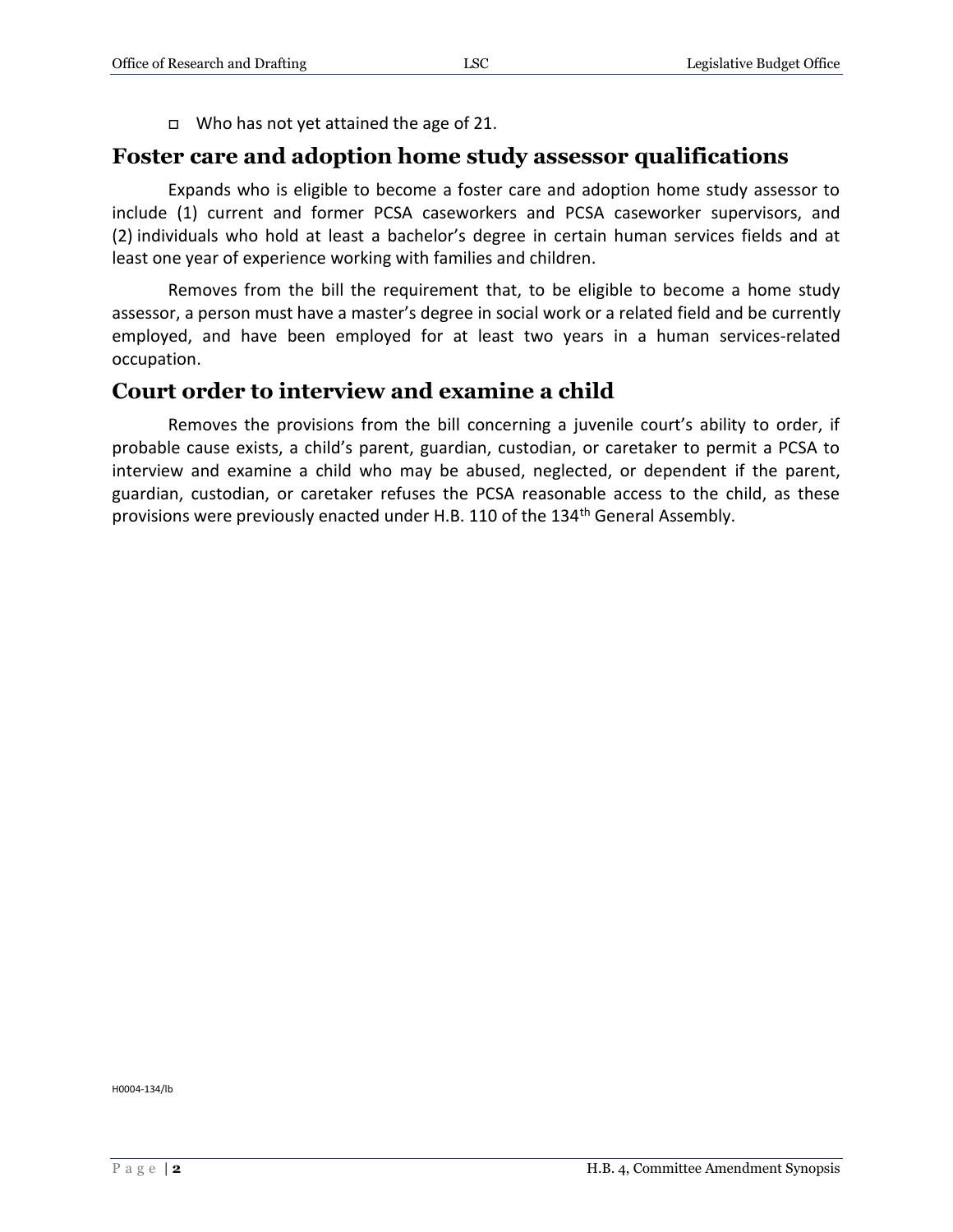- Who has not yet attained the age of 21.

## Foster care and adoption home study assessor qualifications

Expands who is eligible to become a foster care and adoption home study assessor to include (1) current and former PCSA caseworkers and PCSA caseworker supervisors, and (2) individuals who hold at least a bachelor's degree in certain human services fields and at least one year of experience working with families and children.

Removes from the bill the requirement that, to be eligible to become a home study assessor, a person must have a master's degree in social work or a related field and be currently employed, and have been employed for at least two years in a human services-related occupation.

## Court order to interview and examine a child

Removes the provisions from the bill concerning a juvenile court's ability to order, if probable cause exists, a child's parent, guardian, custodian, or caretaker to permit a PCSA to interview and examine a child who may be abused, neglected, or dependent if the parent, guardian, custodian, or caretaker refuses the PCSA reasonable access to the child, as these provisions were previously enacted under H.B. 110 of the 134th General Assembly.

H0004-134/lb